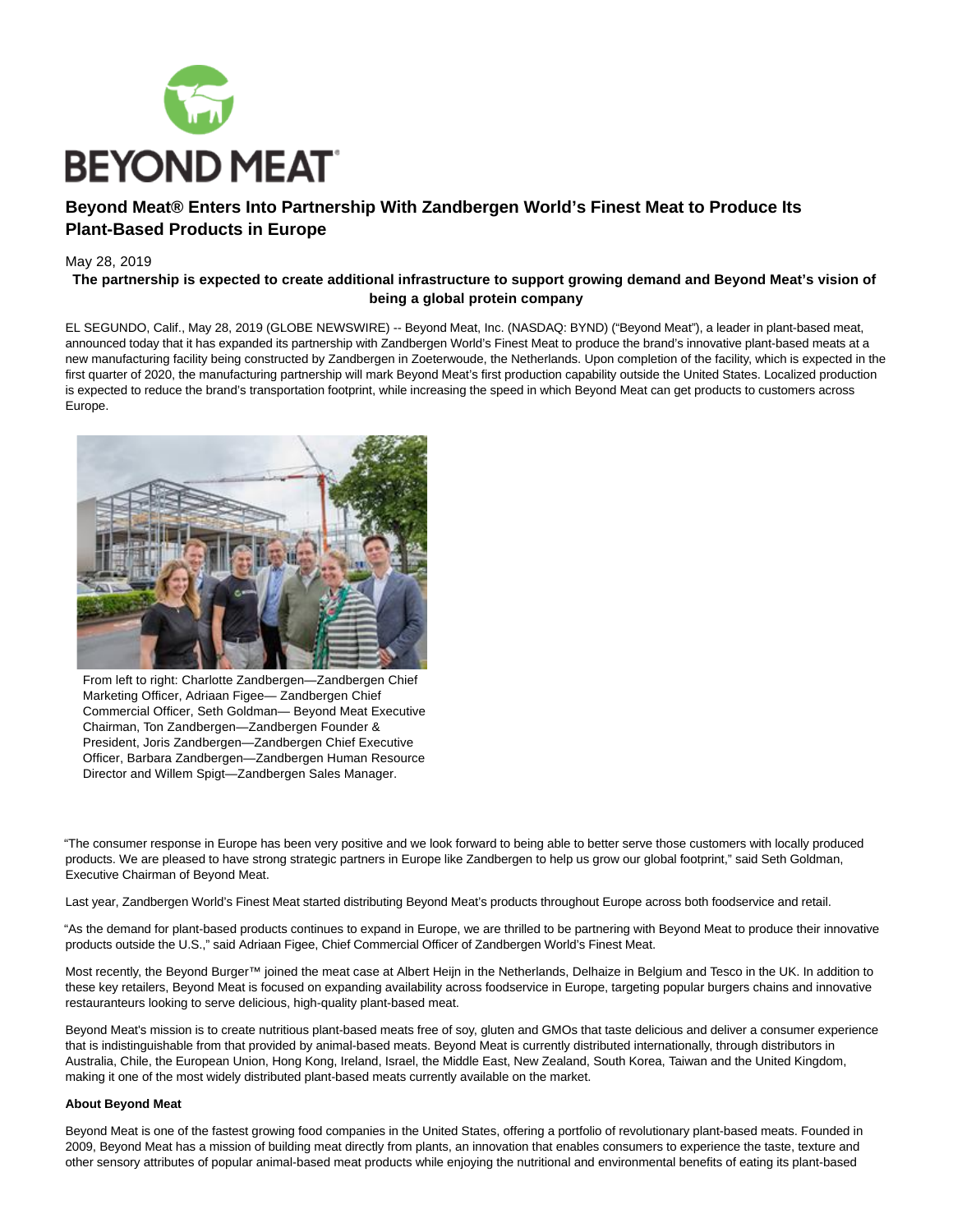# Beyond Meat® Enters Into Partnership With Zandbergen World's Finest Meat to Produce Its Plant-Based Products in Europe

May 28, 2019

**The partnership is expected to create additional infrastructure to support growing demand and Beyond Meat's vision of being a global protein company**

EL SEGUNDO, Calif., May 28, 2019 (GLOBE NEWSWIRE) -- Beyond Meat, Inc. (NASDAQ: BYND) ("Beyond Meat"), a leader in plant-based meat, announced today that it has expanded its partnership with Zandbergen World's Finest Meat to produce the brand's innovative plant-based meats at a new manufacturing facility being constructed by Zandbergen in Zoeterwoude, the Netherlands. Upon completion of the facility, which is expected in the first quarter of 2020, the manufacturing partnership will mark Beyond Meat's first production capability outside the United States. Localized production is expected to reduce the brand's transportation footprint, while increasing the speed in which Beyond Meat can get products to customers across Europe.

From left to right: Charlotte Zandbergen—Zandbergen Chief Marketing Officer, Adriaan Figee— Zandbergen Chief Commercial Officer, Seth Goldman— Beyond Meat Executive Chairman, Ton Zandbergen—Zandbergen Founder & President, Joris Zandbergen—Zandbergen Chief Executive Officer, Barbara Zandbergen—Zandbergen Human Resource Director and Willem Spigt—Zandbergen Sales Manager.

"The consumer response in Europe has been very positive and we look forward to being able to better serve those customers with locally produced products. We are pleased to have strong strategic partners in Europe like Zandbergen to help us grow our global footprint," said Seth Goldman, Executive Chairman of Beyond Meat.

Last year, Zandbergen World's Finest Meat started distributing Beyond Meat's products throughout Europe across both foodservice and retail.

"As the demand for plant-based products continues to expand in Europe, we are thrilled to be partnering with Beyond Meat to produce their innovative products outside the U.S.," said Adriaan Figee, Chief Commercial Officer of Zandbergen World's Finest Meat.

Most recently, the Beyond Burger™ joined the meat case at Albert Heijn in the Netherlands, Delhaize in Belgium and Tesco in the UK. In addition to these key retailers, Beyond Meat is focused on expanding availability across foodservice in Europe, targeting popular burgers chains and innovative restauranteurs looking to serve delicious, high-quality plant-based meat.

Beyond Meat's mission is to create nutritious plant-based meats free of soy, gluten and GMOs that taste delicious and deliver a consumer experience that is indistinguishable from that provided by animal-based meats. Beyond Meat is currently distributed internationally, through distributors in Australia, Chile, the European Union, Hong Kong, Ireland, Israel, the Middle East, New Zealand, South Korea, Taiwan and the United Kingdom, making it one of the most widely distributed plant-based meats currently available on the market.

**About Beyond Meat**

Beyond Meat is one of the fastest growing food companies in the United States, offering a portfolio of revolutionary plant-based meats. Founded in 2009, Beyond Meat has a mission of building meat directly from plants, an innovation that enables consumers to experience the taste, texture and other sensory attributes of popular animal-based meat products while enjoying the nutritional and environmental benefits of eating its plant-based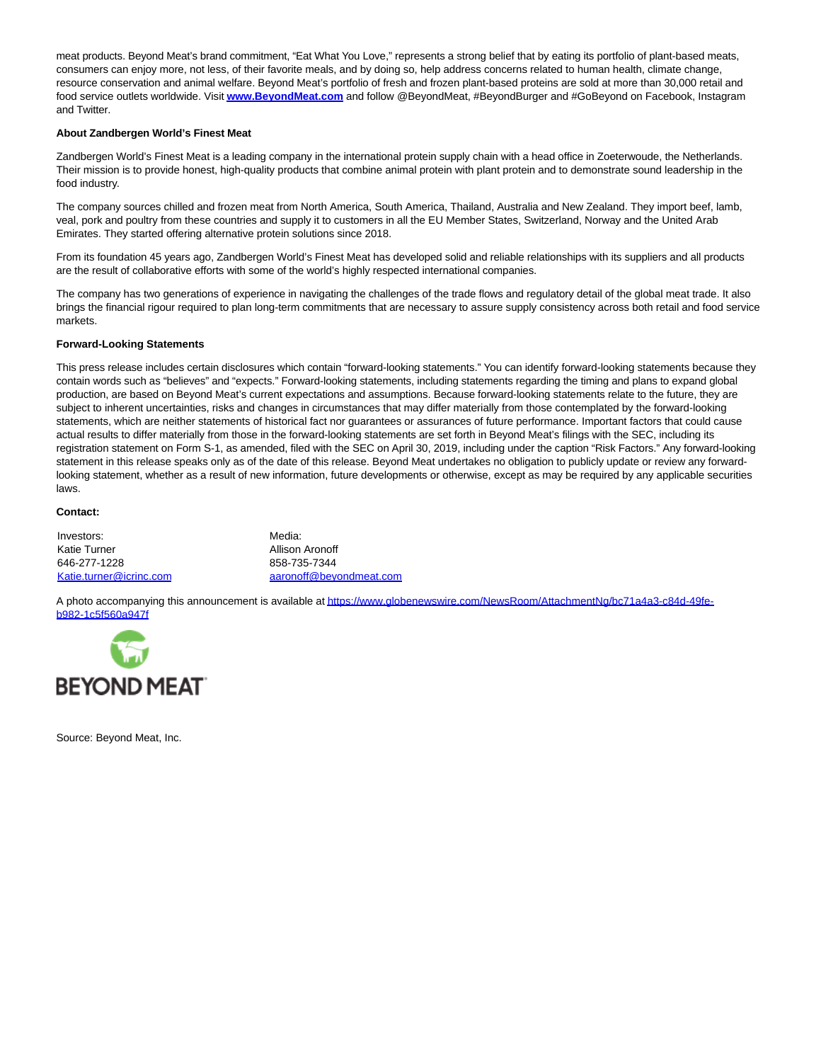meat products. Beyond Meat's brand commitment, "Eat What You Love," represents a strong belief that by eating its portfolio of plant-based meats, consumers can enjoy more, not less, of their favorite meals, and by doing so, help address concerns related to human health, climate change, resource conservation and animal welfare. Beyond Meat's portfolio of fresh and frozen plant-based proteins are sold at more than 30,000 retail and food service outlets worldwide. Visit **www.BeyondMeat.com** and follow @BeyondMeat, #BeyondBurger and #GoBeyond on Facebook, Instagram and Twitter.

**About Zandbergen World's Finest Meat**

Zandbergen World's Finest Meat is a leading company in the international protein supply chain with a head office in Zoeterwoude, the Netherlands. Their mission is to provide honest, high-quality products that combine animal protein with plant protein and to demonstrate sound leadership in the food industry.

The company sources chilled and frozen meat from North America, South America, Thailand, Australia and New Zealand. They import beef, lamb, veal, pork and poultry from these countries and supply it to customers in all the EU Member States, Switzerland, Norway and the United Arab Emirates. They started offering alternative protein solutions since 2018.

From its foundation 45 years ago, Zandbergen World's Finest Meat has developed solid and reliable relationships with its suppliers and all products are the result of collaborative efforts with some of the world's highly respected international companies.

The company has two generations of experience in navigating the challenges of the trade flows and regulatory detail of the global meat trade. It also brings the financial rigour required to plan long-term commitments that are necessary to assure supply consistency across both retail and food service markets.

**Forward-Looking Statements**

This press release includes certain disclosures which contain "forward-looking statements." You can identify forward-looking statements because they contain words such as "believes" and "expects." Forward-looking statements, including statements regarding the timing and plans to expand global production, are based on Beyond Meat's current expectations and assumptions. Because forward-looking statements relate to the future, they are subject to inherent uncertainties, risks and changes in circumstances that may differ materially from those contemplated by the forward-looking statements, which are neither statements of historical fact nor guarantees or assurances of future performance. Important factors that could cause actual results to differ materially from those in the forward-looking statements are set forth in Beyond Meat's filings with the SEC, including its registration statement on Form S-1, as amended, filed with the SEC on April 30, 2019, including under the caption "Risk Factors." Any forward-looking statement in this release speaks only as of the date of this release. Beyond Meat undertakes no obligation to publicly update or review any forward-looking statement, whether as a result of new information, future developments or otherwise, except as may be required by any applicable securities laws.

**Contact:**

| | |
|---|---|
| Investors: | Media: |
| Katie Turner | Allison Aronoff |
| 646-277-1228 | 858-735-7344 |
| Katie.turner@icrinc.com | aaronoff@beyondmeat.com |

A photo accompanying this announcement is available at https://www.globenewswire.com/NewsRoom/AttachmentNg/bc71a4a3-c84d-49fe-b982-1c5f560a947f

BEYOND MEAT

Source: Beyond Meat, Inc.